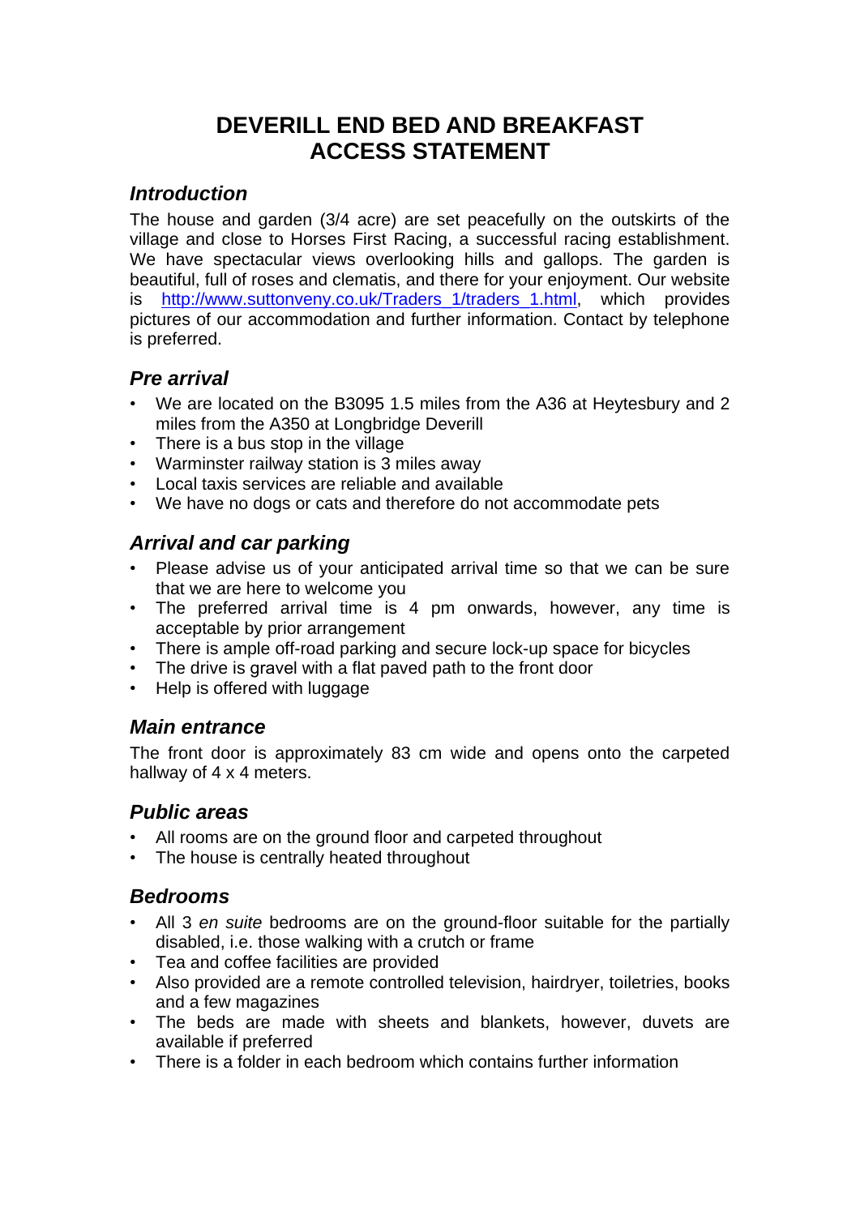# DEVERILL END BED AND BREAKFAST
# ACCESS STATEMENT

## *Introduction*

The house and garden (3/4 acre) are set peacefully on the outskirts of the village and close to Horses First Racing, a successful racing establishment. We have spectacular views overlooking hills and gallops. The garden is beautiful, full of roses and clematis, and there for your enjoyment. Our website is [http://www.suttonveny.co.uk/Traders_1/traders_1.html](http://www.suttonveny.co.uk/Traders_1/traders_1.html), which provides pictures of our accommodation and further information. Contact by telephone is preferred.

## *Pre arrival*

- We are located on the B3095 1.5 miles from the A36 at Heytesbury and 2 miles from the A350 at Longbridge Deverill
- There is a bus stop in the village
- Warminster railway station is 3 miles away
- Local taxis services are reliable and available
- We have no dogs or cats and therefore do not accommodate pets

## *Arrival and car parking*

- Please advise us of your anticipated arrival time so that we can be sure that we are here to welcome you
- The preferred arrival time is 4 pm onwards, however, any time is acceptable by prior arrangement
- There is ample off-road parking and secure lock-up space for bicycles
- The drive is gravel with a flat paved path to the front door
- Help is offered with luggage

## *Main entrance*

The front door is approximately 83 cm wide and opens onto the carpeted hallway of 4 x 4 meters.

## *Public areas*

- All rooms are on the ground floor and carpeted throughout
- The house is centrally heated throughout

## *Bedrooms*

- All 3 *en suite* bedrooms are on the ground-floor suitable for the partially disabled, i.e. those walking with a crutch or frame
- Tea and coffee facilities are provided
- Also provided are a remote controlled television, hairdryer, toiletries, books and a few magazines
- The beds are made with sheets and blankets, however, duvets are available if preferred
- There is a folder in each bedroom which contains further information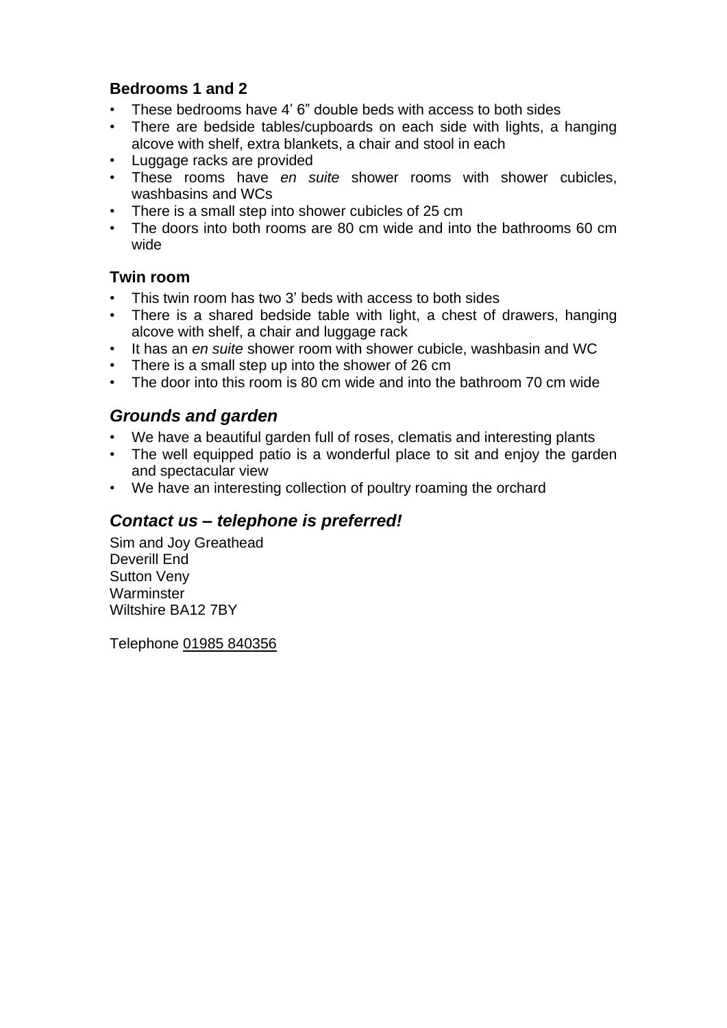### Bedrooms 1 and 2

- These bedrooms have 4' 6" double beds with access to both sides
- There are bedside tables/cupboards on each side with lights, a hanging alcove with shelf, extra blankets, a chair and stool in each
- Luggage racks are provided
- These rooms have *en suite* shower rooms with shower cubicles, washbasins and WCs
- There is a small step into shower cubicles of 25 cm
- The doors into both rooms are 80 cm wide and into the bathrooms 60 cm wide

### Twin room

- This twin room has two 3' beds with access to both sides
- There is a shared bedside table with light, a chest of drawers, hanging alcove with shelf, a chair and luggage rack
- It has an *en suite* shower room with shower cubicle, washbasin and WC
- There is a small step up into the shower of 26 cm
- The door into this room is 80 cm wide and into the bathroom 70 cm wide

## *Grounds and garden*

- We have a beautiful garden full of roses, clematis and interesting plants
- The well equipped patio is a wonderful place to sit and enjoy the garden and spectacular view
- We have an interesting collection of poultry roaming the orchard

## *Contact us – telephone is preferred!*

Sim and Joy Greathead
Deverill End
Sutton Veny
Warminster
Wiltshire BA12 7BY

Telephone 01985 840356